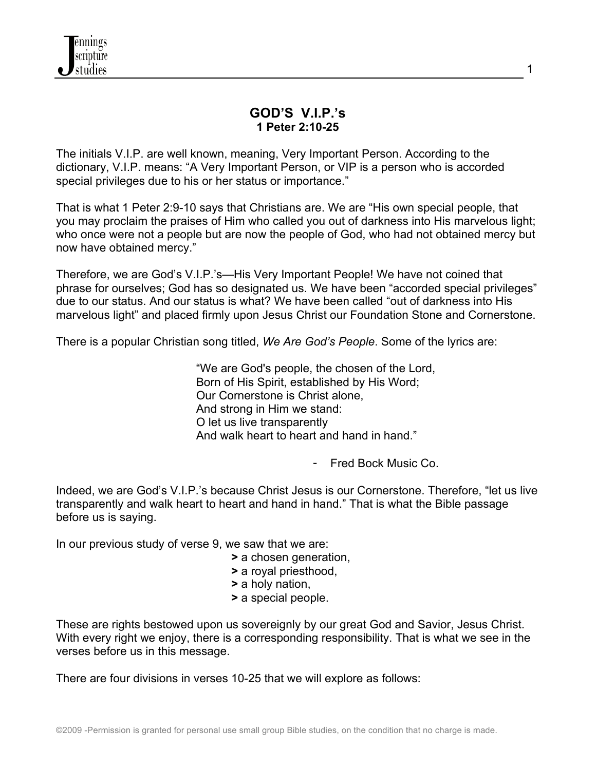# GOD'S V.I.P.'s
### 1 Peter 2:10-25

The initials V.I.P. are well known, meaning, Very Important Person. According to the dictionary, V.I.P. means: "A Very Important Person, or VIP is a person who is accorded special privileges due to his or her status or importance."

That is what 1 Peter 2:9-10 says that Christians are. We are "His own special people, that you may proclaim the praises of Him who called you out of darkness into His marvelous light; who once were not a people but are now the people of God, who had not obtained mercy but now have obtained mercy."

Therefore, we are God's V.I.P.'s—His Very Important People! We have not coined that phrase for ourselves; God has so designated us. We have been "accorded special privileges" due to our status. And our status is what? We have been called "out of darkness into His marvelous light" and placed firmly upon Jesus Christ our Foundation Stone and Cornerstone.

There is a popular Christian song titled, *We Are God's People*. Some of the lyrics are:

> "We are God's people, the chosen of the Lord,
> Born of His Spirit, established by His Word;
> Our Cornerstone is Christ alone,
> And strong in Him we stand:
> O let us live transparently
> And walk heart to heart and hand in hand."
>
> - Fred Bock Music Co.

Indeed, we are God's V.I.P.'s because Christ Jesus is our Cornerstone. Therefore, "let us live transparently and walk heart to heart and hand in hand." That is what the Bible passage before us is saying.

In our previous study of verse 9, we saw that we are:

> **>** a chosen generation,
> **>** a royal priesthood,
> **>** a holy nation,
> **>** a special people.

These are rights bestowed upon us sovereignly by our great God and Savior, Jesus Christ. With every right we enjoy, there is a corresponding responsibility. That is what we see in the verses before us in this message.

There are four divisions in verses 10-25 that we will explore as follows:

©2009 -Permission is granted for personal use small group Bible studies, on the condition that no charge is made.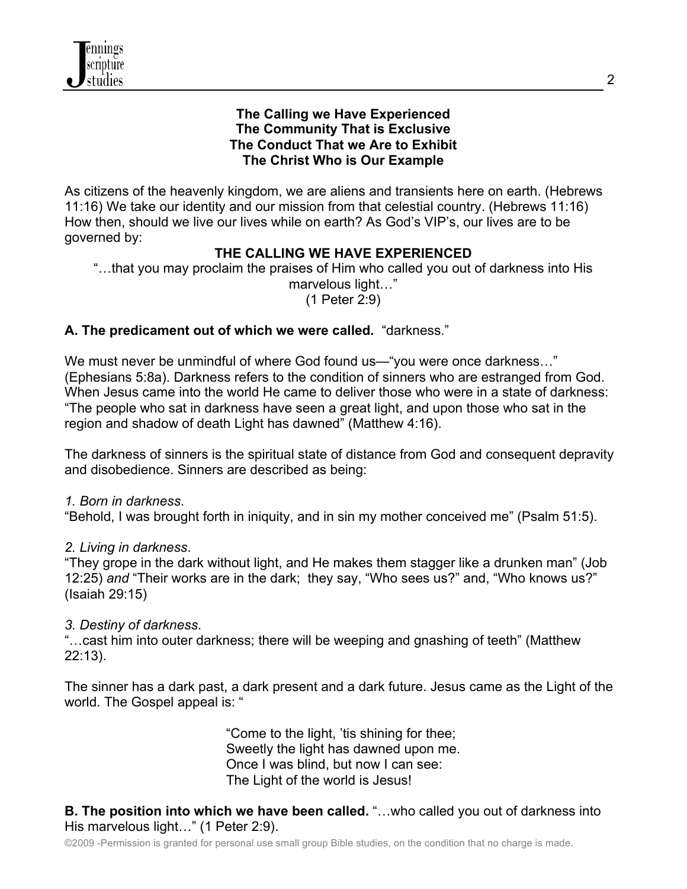**The Calling we Have Experienced**
**The Community That is Exclusive**
**The Conduct That we Are to Exhibit**
**The Christ Who is Our Example**

As citizens of the heavenly kingdom, we are aliens and transients here on earth. (Hebrews 11:16) We take our identity and our mission from that celestial country. (Hebrews 11:16) How then, should we live our lives while on earth? As God's VIP's, our lives are to be governed by:

## THE CALLING WE HAVE EXPERIENCED

"…that you may proclaim the praises of Him who called you out of darkness into His marvelous light…"
(1 Peter 2:9)

**A. The predicament out of which we were called.** "darkness."

We must never be unmindful of where God found us—"you were once darkness…" (Ephesians 5:8a). Darkness refers to the condition of sinners who are estranged from God. When Jesus came into the world He came to deliver those who were in a state of darkness: "The people who sat in darkness have seen a great light, and upon those who sat in the region and shadow of death Light has dawned" (Matthew 4:16).

The darkness of sinners is the spiritual state of distance from God and consequent depravity and disobedience. Sinners are described as being:

*1. Born in darkness*.
"Behold, I was brought forth in iniquity, and in sin my mother conceived me" (Psalm 51:5).

*2. Living in darkness*.
"They grope in the dark without light, and He makes them stagger like a drunken man" (Job 12:25) *and* "Their works are in the dark; they say, "Who sees us?" and, "Who knows us?" (Isaiah 29:15)

*3. Destiny of darkness*.
"…cast him into outer darkness; there will be weeping and gnashing of teeth" (Matthew 22:13).

The sinner has a dark past, a dark present and a dark future. Jesus came as the Light of the world. The Gospel appeal is: "

> "Come to the light, 'tis shining for thee;
> Sweetly the light has dawned upon me.
> Once I was blind, but now I can see:
> The Light of the world is Jesus!

**B. The position into which we have been called.** "…who called you out of darkness into His marvelous light…" (1 Peter 2:9).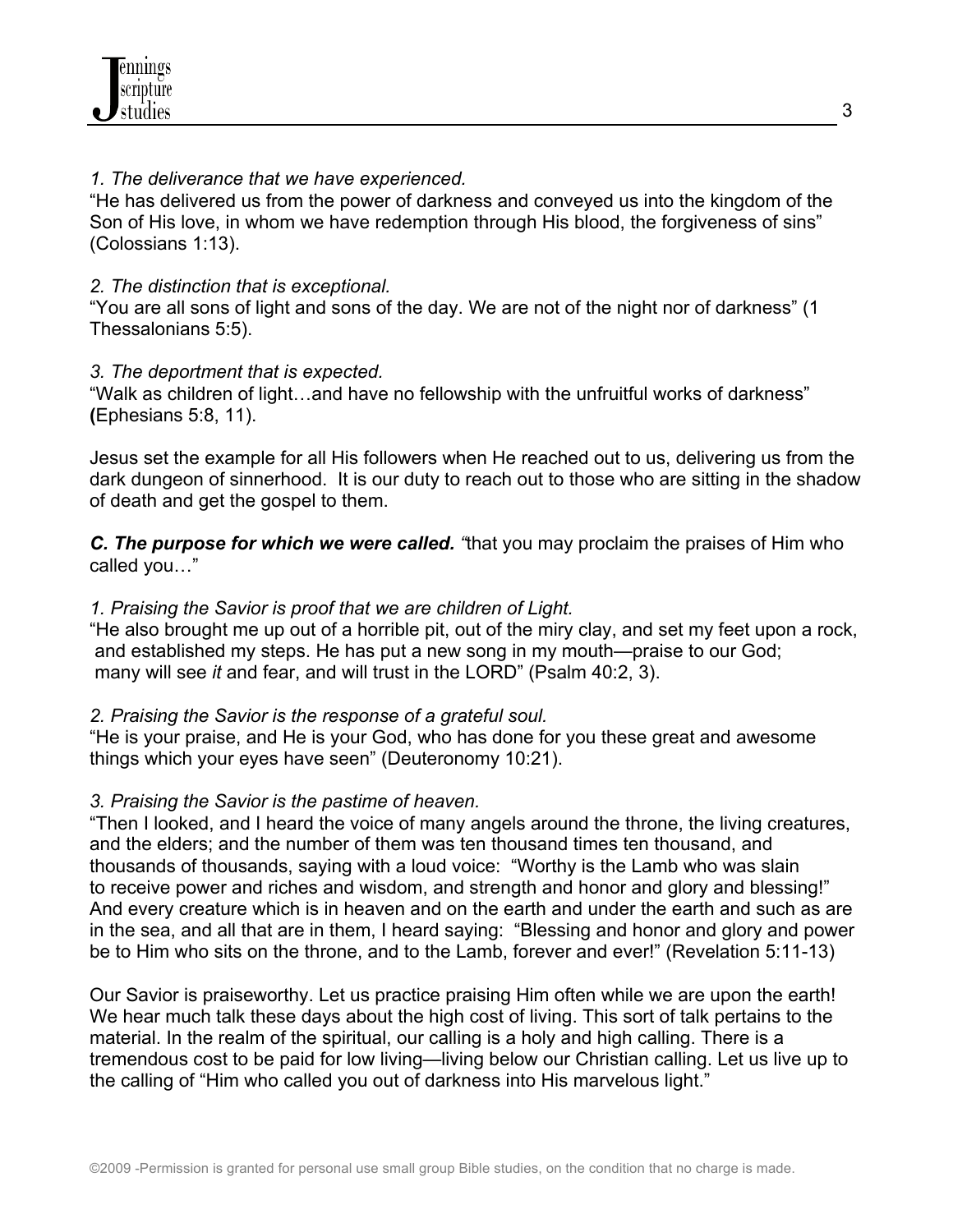*1. The deliverance that we have experienced.*
"He has delivered us from the power of darkness and conveyed us into the kingdom of the Son of His love, in whom we have redemption through His blood, the forgiveness of sins" (Colossians 1:13).

*2. The distinction that is exceptional.*
"You are all sons of light and sons of the day. We are not of the night nor of darkness" (1 Thessalonians 5:5).

*3. The deportment that is expected.*
"Walk as children of light…and have no fellowship with the unfruitful works of darkness" **(**Ephesians 5:8, 11).

Jesus set the example for all His followers when He reached out to us, delivering us from the dark dungeon of sinnerhood. It is our duty to reach out to those who are sitting in the shadow of death and get the gospel to them.

***C. The purpose for which we were called.*** *"*that you may proclaim the praises of Him who called you…"

*1. Praising the Savior is proof that we are children of Light.*
"He also brought me up out of a horrible pit, out of the miry clay, and set my feet upon a rock, and established my steps. He has put a new song in my mouth—praise to our God; many will see *it* and fear, and will trust in the LORD" (Psalm 40:2, 3).

*2. Praising the Savior is the response of a grateful soul.*
"He is your praise, and He is your God, who has done for you these great and awesome things which your eyes have seen" (Deuteronomy 10:21).

*3. Praising the Savior is the pastime of heaven.*
"Then I looked, and I heard the voice of many angels around the throne, the living creatures, and the elders; and the number of them was ten thousand times ten thousand, and thousands of thousands, saying with a loud voice: "Worthy is the Lamb who was slain to receive power and riches and wisdom, and strength and honor and glory and blessing!" And every creature which is in heaven and on the earth and under the earth and such as are in the sea, and all that are in them, I heard saying: "Blessing and honor and glory and power be to Him who sits on the throne, and to the Lamb, forever and ever!" (Revelation 5:11-13)

Our Savior is praiseworthy. Let us practice praising Him often while we are upon the earth! We hear much talk these days about the high cost of living. This sort of talk pertains to the material. In the realm of the spiritual, our calling is a holy and high calling. There is a tremendous cost to be paid for low living—living below our Christian calling. Let us live up to the calling of "Him who called you out of darkness into His marvelous light."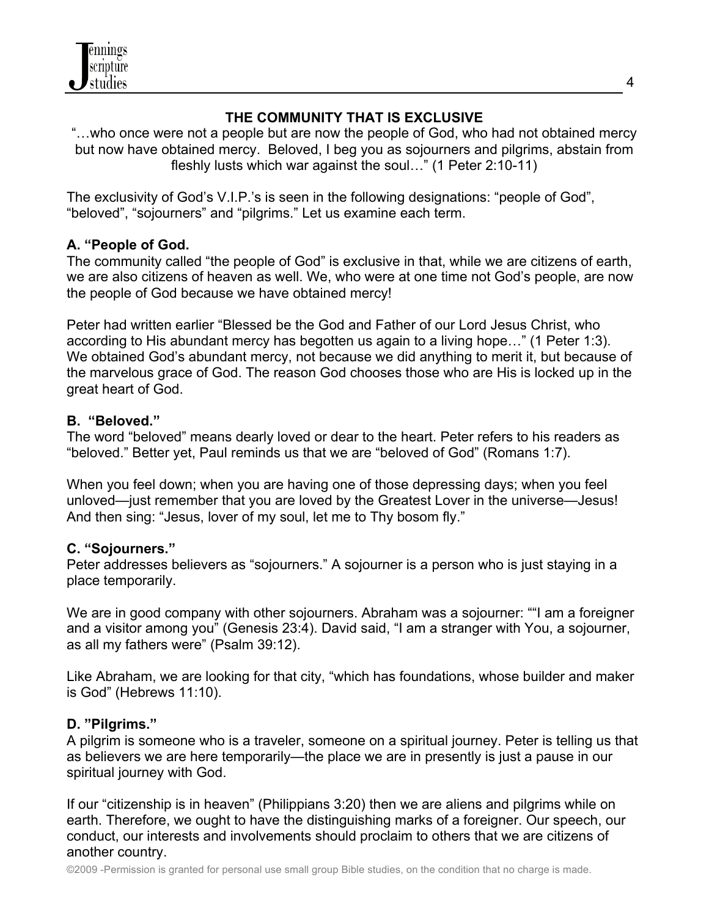## THE COMMUNITY THAT IS EXCLUSIVE

"…who once were not a people but are now the people of God, who had not obtained mercy but now have obtained mercy. Beloved, I beg you as sojourners and pilgrims, abstain from fleshly lusts which war against the soul…" (1 Peter 2:10-11)

The exclusivity of God's V.I.P.'s is seen in the following designations: "people of God", "beloved", "sojourners" and "pilgrims." Let us examine each term.

### A. "People of God.

The community called "the people of God" is exclusive in that, while we are citizens of earth, we are also citizens of heaven as well. We, who were at one time not God's people, are now the people of God because we have obtained mercy!

Peter had written earlier "Blessed be the God and Father of our Lord Jesus Christ, who according to His abundant mercy has begotten us again to a living hope…" (1 Peter 1:3). We obtained God's abundant mercy, not because we did anything to merit it, but because of the marvelous grace of God. The reason God chooses those who are His is locked up in the great heart of God.

### B. "Beloved."

The word "beloved" means dearly loved or dear to the heart. Peter refers to his readers as "beloved." Better yet, Paul reminds us that we are "beloved of God" (Romans 1:7).

When you feel down; when you are having one of those depressing days; when you feel unloved—just remember that you are loved by the Greatest Lover in the universe—Jesus! And then sing: "Jesus, lover of my soul, let me to Thy bosom fly."

### C. "Sojourners."

Peter addresses believers as "sojourners." A sojourner is a person who is just staying in a place temporarily.

We are in good company with other sojourners. Abraham was a sojourner: ""I am a foreigner and a visitor among you" (Genesis 23:4). David said, "I am a stranger with You, a sojourner, as all my fathers were" (Psalm 39:12).

Like Abraham, we are looking for that city, "which has foundations, whose builder and maker is God" (Hebrews 11:10).

### D. "Pilgrims."

A pilgrim is someone who is a traveler, someone on a spiritual journey. Peter is telling us that as believers we are here temporarily—the place we are in presently is just a pause in our spiritual journey with God.

If our "citizenship is in heaven" (Philippians 3:20) then we are aliens and pilgrims while on earth. Therefore, we ought to have the distinguishing marks of a foreigner. Our speech, our conduct, our interests and involvements should proclaim to others that we are citizens of another country.

©2009 -Permission is granted for personal use small group Bible studies, on the condition that no charge is made.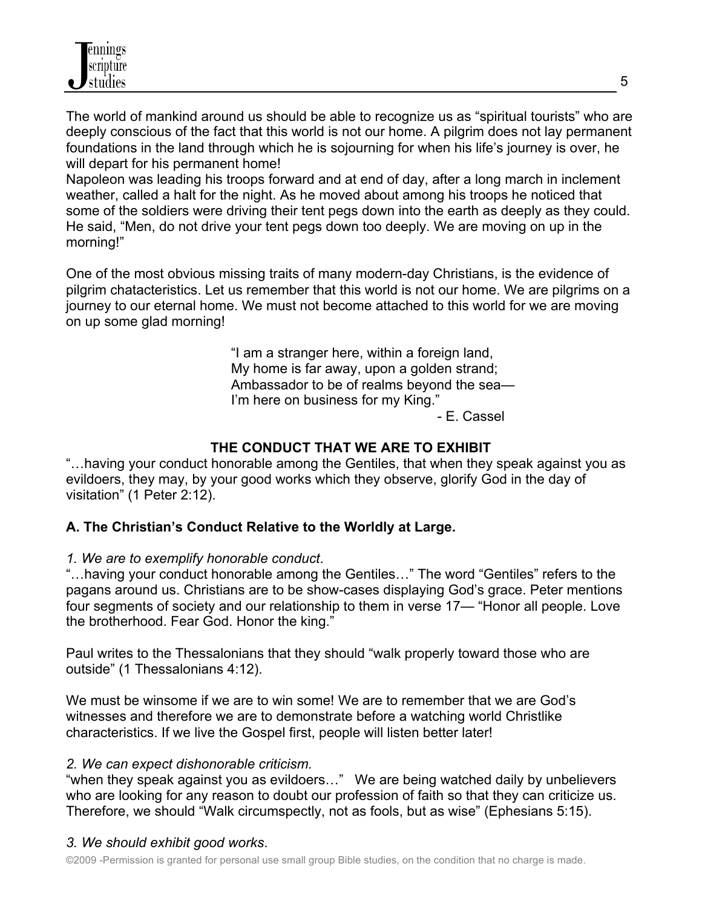The world of mankind around us should be able to recognize us as "spiritual tourists" who are deeply conscious of the fact that this world is not our home. A pilgrim does not lay permanent foundations in the land through which he is sojourning for when his life's journey is over, he will depart for his permanent home!

Napoleon was leading his troops forward and at end of day, after a long march in inclement weather, called a halt for the night. As he moved about among his troops he noticed that some of the soldiers were driving their tent pegs down into the earth as deeply as they could. He said, "Men, do not drive your tent pegs down too deeply. We are moving on up in the morning!"

One of the most obvious missing traits of many modern-day Christians, is the evidence of pilgrim chatacteristics. Let us remember that this world is not our home. We are pilgrims on a journey to our eternal home. We must not become attached to this world for we are moving on up some glad morning!

> "I am a stranger here, within a foreign land,
> My home is far away, upon a golden strand;
> Ambassador to be of realms beyond the sea—
> I'm here on business for my King."
>
> - E. Cassel

## THE CONDUCT THAT WE ARE TO EXHIBIT

"…having your conduct honorable among the Gentiles, that when they speak against you as evildoers, they may, by your good works which they observe, glorify God in the day of visitation" (1 Peter 2:12).

### A. The Christian's Conduct Relative to the Worldly at Large.

*1. We are to exemplify honorable conduct*.

"…having your conduct honorable among the Gentiles…" The word "Gentiles" refers to the pagans around us. Christians are to be show-cases displaying God's grace. Peter mentions four segments of society and our relationship to them in verse 17— "Honor all people. Love the brotherhood. Fear God. Honor the king."

Paul writes to the Thessalonians that they should "walk properly toward those who are outside" (1 Thessalonians 4:12).

We must be winsome if we are to win some! We are to remember that we are God's witnesses and therefore we are to demonstrate before a watching world Christlike characteristics. If we live the Gospel first, people will listen better later!

*2. We can expect dishonorable criticism.*

"when they speak against you as evildoers…" We are being watched daily by unbelievers who are looking for any reason to doubt our profession of faith so that they can criticize us. Therefore, we should "Walk circumspectly, not as fools, but as wise" (Ephesians 5:15).

*3. We should exhibit good works*.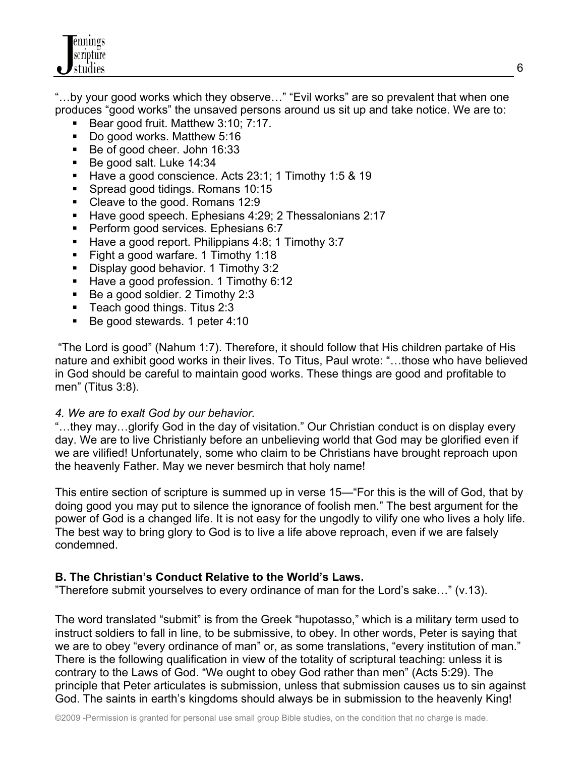"…by your good works which they observe…" "Evil works" are so prevalent that when one produces "good works" the unsaved persons around us sit up and take notice. We are to:

- Bear good fruit. Matthew 3:10; 7:17.
- Do good works. Matthew 5:16
- Be of good cheer. John 16:33
- Be good salt. Luke 14:34
- Have a good conscience. Acts 23:1; 1 Timothy 1:5 & 19
- Spread good tidings. Romans 10:15
- Cleave to the good. Romans 12:9
- Have good speech. Ephesians 4:29; 2 Thessalonians 2:17
- Perform good services. Ephesians 6:7
- Have a good report. Philippians 4:8; 1 Timothy 3:7
- Fight a good warfare. 1 Timothy 1:18
- Display good behavior. 1 Timothy 3:2
- Have a good profession. 1 Timothy 6:12
- Be a good soldier. 2 Timothy 2:3
- Teach good things. Titus 2:3
- Be good stewards. 1 peter 4:10

"The Lord is good" (Nahum 1:7). Therefore, it should follow that His children partake of His nature and exhibit good works in their lives. To Titus, Paul wrote: "…those who have believed in God should be careful to maintain good works. These things are good and profitable to men" (Titus 3:8).

*4. We are to exalt God by our behavior.*

"…they may…glorify God in the day of visitation." Our Christian conduct is on display every day. We are to live Christianly before an unbelieving world that God may be glorified even if we are vilified! Unfortunately, some who claim to be Christians have brought reproach upon the heavenly Father. May we never besmirch that holy name!

This entire section of scripture is summed up in verse 15—"For this is the will of God, that by doing good you may put to silence the ignorance of foolish men." The best argument for the power of God is a changed life. It is not easy for the ungodly to vilify one who lives a holy life. The best way to bring glory to God is to live a life above reproach, even if we are falsely condemned.

**B. The Christian's Conduct Relative to the World's Laws.**

"Therefore submit yourselves to every ordinance of man for the Lord's sake…" (v.13).

The word translated "submit" is from the Greek "hupotasso," which is a military term used to instruct soldiers to fall in line, to be submissive, to obey. In other words, Peter is saying that we are to obey "every ordinance of man" or, as some translations, "every institution of man." There is the following qualification in view of the totality of scriptural teaching: unless it is contrary to the Laws of God. "We ought to obey God rather than men" (Acts 5:29). The principle that Peter articulates is submission, unless that submission causes us to sin against God. The saints in earth's kingdoms should always be in submission to the heavenly King!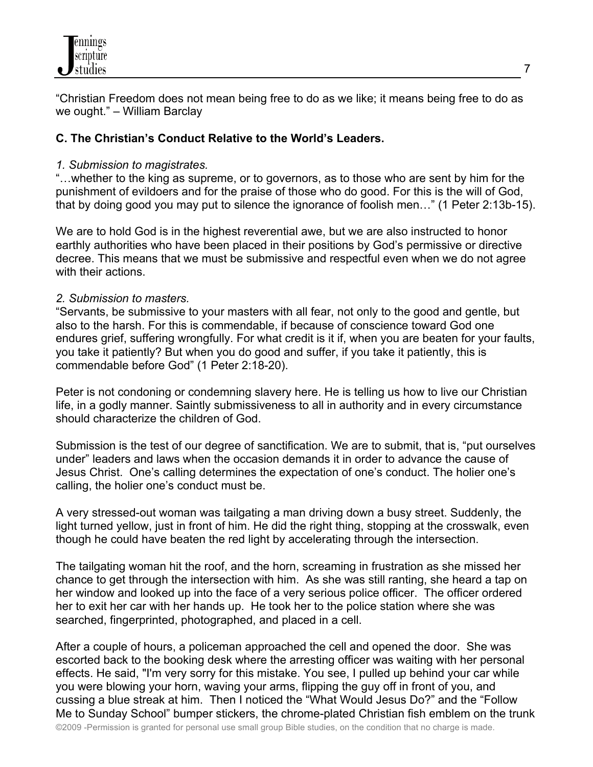"Christian Freedom does not mean being free to do as we like; it means being free to do as we ought." – William Barclay

**C. The Christian's Conduct Relative to the World's Leaders.**

*1. Submission to magistrates.*

"…whether to the king as supreme, or to governors, as to those who are sent by him for the punishment of evildoers and for the praise of those who do good. For this is the will of God, that by doing good you may put to silence the ignorance of foolish men…" (1 Peter 2:13b-15).

We are to hold God is in the highest reverential awe, but we are also instructed to honor earthly authorities who have been placed in their positions by God's permissive or directive decree. This means that we must be submissive and respectful even when we do not agree with their actions.

*2. Submission to masters.*

"Servants, be submissive to your masters with all fear, not only to the good and gentle, but also to the harsh. For this is commendable, if because of conscience toward God one endures grief, suffering wrongfully. For what credit is it if, when you are beaten for your faults, you take it patiently? But when you do good and suffer, if you take it patiently, this is commendable before God" (1 Peter 2:18-20).

Peter is not condoning or condemning slavery here. He is telling us how to live our Christian life, in a godly manner. Saintly submissiveness to all in authority and in every circumstance should characterize the children of God.

Submission is the test of our degree of sanctification. We are to submit, that is, "put ourselves under" leaders and laws when the occasion demands it in order to advance the cause of Jesus Christ. One's calling determines the expectation of one's conduct. The holier one's calling, the holier one's conduct must be.

A very stressed-out woman was tailgating a man driving down a busy street. Suddenly, the light turned yellow, just in front of him. He did the right thing, stopping at the crosswalk, even though he could have beaten the red light by accelerating through the intersection.

The tailgating woman hit the roof, and the horn, screaming in frustration as she missed her chance to get through the intersection with him. As she was still ranting, she heard a tap on her window and looked up into the face of a very serious police officer. The officer ordered her to exit her car with her hands up. He took her to the police station where she was searched, fingerprinted, photographed, and placed in a cell.

After a couple of hours, a policeman approached the cell and opened the door. She was escorted back to the booking desk where the arresting officer was waiting with her personal effects. He said, "I'm very sorry for this mistake. You see, I pulled up behind your car while you were blowing your horn, waving your arms, flipping the guy off in front of you, and cussing a blue streak at him. Then I noticed the "What Would Jesus Do?" and the "Follow Me to Sunday School" bumper stickers, the chrome-plated Christian fish emblem on the trunk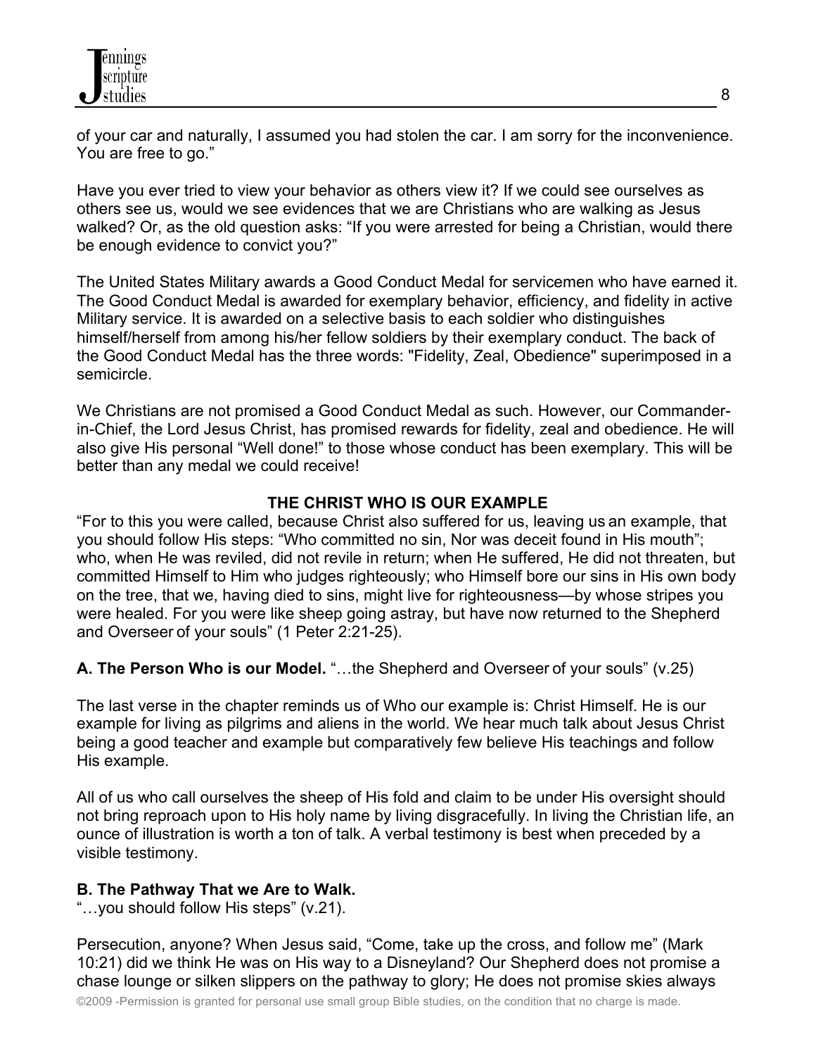of your car and naturally, I assumed you had stolen the car. I am sorry for the inconvenience. You are free to go."

Have you ever tried to view your behavior as others view it? If we could see ourselves as others see us, would we see evidences that we are Christians who are walking as Jesus walked? Or, as the old question asks: "If you were arrested for being a Christian, would there be enough evidence to convict you?"

The United States Military awards a Good Conduct Medal for servicemen who have earned it. The Good Conduct Medal is awarded for exemplary behavior, efficiency, and fidelity in active Military service. It is awarded on a selective basis to each soldier who distinguishes himself/herself from among his/her fellow soldiers by their exemplary conduct. The back of the Good Conduct Medal has the three words: "Fidelity, Zeal, Obedience" superimposed in a semicircle.

We Christians are not promised a Good Conduct Medal as such. However, our Commander-in-Chief, the Lord Jesus Christ, has promised rewards for fidelity, zeal and obedience. He will also give His personal "Well done!" to those whose conduct has been exemplary. This will be better than any medal we could receive!

## THE CHRIST WHO IS OUR EXAMPLE

"For to this you were called, because Christ also suffered for us, leaving us an example, that you should follow His steps: "Who committed no sin, Nor was deceit found in His mouth"; who, when He was reviled, did not revile in return; when He suffered, He did not threaten, but committed Himself to Him who judges righteously; who Himself bore our sins in His own body on the tree, that we, having died to sins, might live for righteousness—by whose stripes you were healed. For you were like sheep going astray, but have now returned to the Shepherd and Overseer of your souls" (1 Peter 2:21-25).

**A. The Person Who is our Model.** "…the Shepherd and Overseer of your souls" (v.25)

The last verse in the chapter reminds us of Who our example is: Christ Himself. He is our example for living as pilgrims and aliens in the world. We hear much talk about Jesus Christ being a good teacher and example but comparatively few believe His teachings and follow His example.

All of us who call ourselves the sheep of His fold and claim to be under His oversight should not bring reproach upon to His holy name by living disgracefully. In living the Christian life, an ounce of illustration is worth a ton of talk. A verbal testimony is best when preceded by a visible testimony.

**B. The Pathway That we Are to Walk.**
"…you should follow His steps" (v.21).

Persecution, anyone? When Jesus said, "Come, take up the cross, and follow me" (Mark 10:21) did we think He was on His way to a Disneyland? Our Shepherd does not promise a chase lounge or silken slippers on the pathway to glory; He does not promise skies always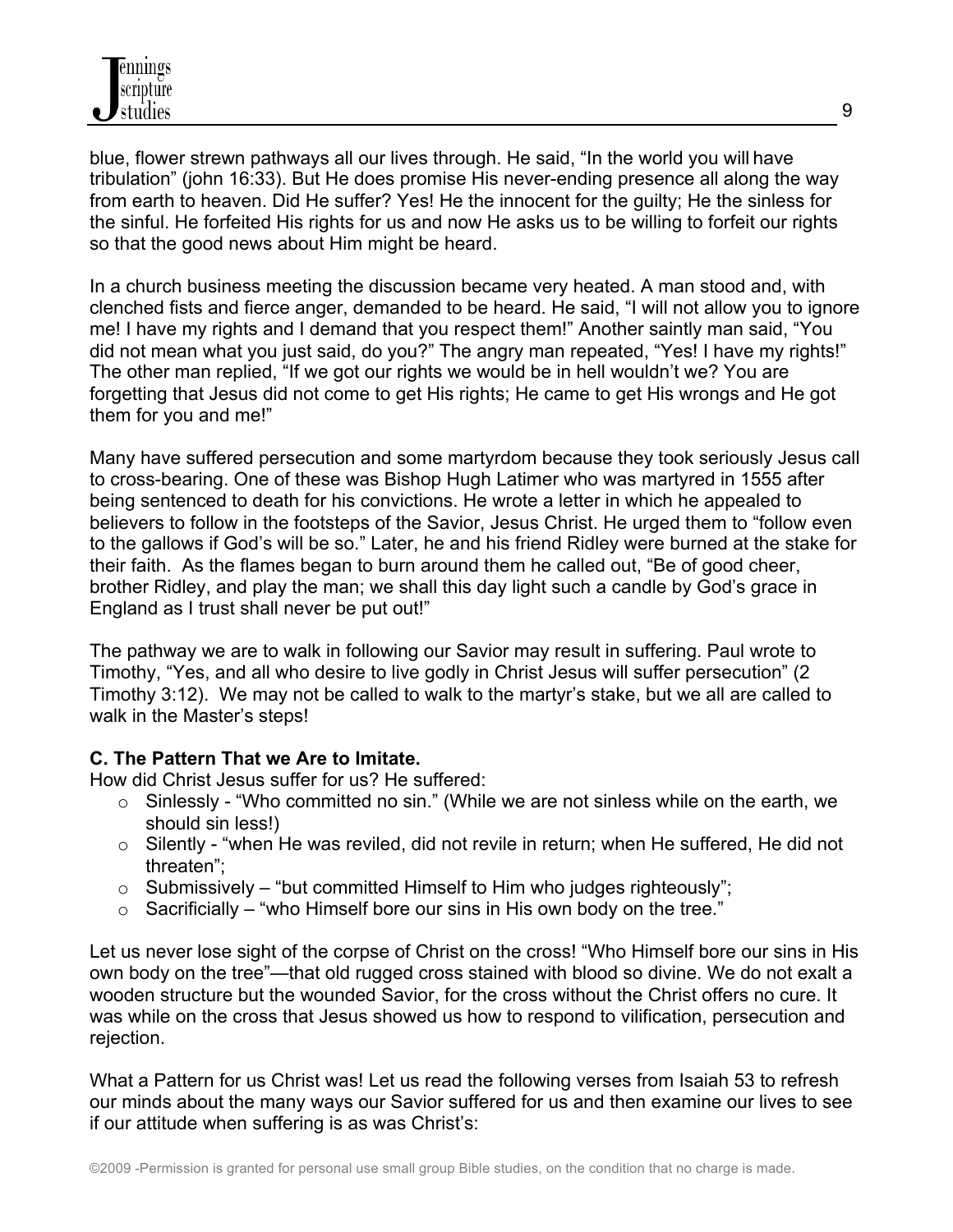blue, flower strewn pathways all our lives through. He said, "In the world you will have tribulation" (john 16:33). But He does promise His never-ending presence all along the way from earth to heaven. Did He suffer? Yes! He the innocent for the guilty; He the sinless for the sinful. He forfeited His rights for us and now He asks us to be willing to forfeit our rights so that the good news about Him might be heard.

In a church business meeting the discussion became very heated. A man stood and, with clenched fists and fierce anger, demanded to be heard. He said, "I will not allow you to ignore me! I have my rights and I demand that you respect them!" Another saintly man said, "You did not mean what you just said, do you?" The angry man repeated, "Yes! I have my rights!" The other man replied, "If we got our rights we would be in hell wouldn't we? You are forgetting that Jesus did not come to get His rights; He came to get His wrongs and He got them for you and me!"

Many have suffered persecution and some martyrdom because they took seriously Jesus call to cross-bearing. One of these was Bishop Hugh Latimer who was martyred in 1555 after being sentenced to death for his convictions. He wrote a letter in which he appealed to believers to follow in the footsteps of the Savior, Jesus Christ. He urged them to "follow even to the gallows if God's will be so." Later, he and his friend Ridley were burned at the stake for their faith. As the flames began to burn around them he called out, "Be of good cheer, brother Ridley, and play the man; we shall this day light such a candle by God's grace in England as I trust shall never be put out!"

The pathway we are to walk in following our Savior may result in suffering. Paul wrote to Timothy, "Yes, and all who desire to live godly in Christ Jesus will suffer persecution" (2 Timothy 3:12). We may not be called to walk to the martyr's stake, but we all are called to walk in the Master's steps!

**C. The Pattern That we Are to Imitate.**

How did Christ Jesus suffer for us? He suffered:

- Sinlessly - "Who committed no sin." (While we are not sinless while on the earth, we should sin less!)
- Silently - "when He was reviled, did not revile in return; when He suffered, He did not threaten";
- Submissively – "but committed Himself to Him who judges righteously";
- Sacrificially – "who Himself bore our sins in His own body on the tree."

Let us never lose sight of the corpse of Christ on the cross! "Who Himself bore our sins in His own body on the tree"—that old rugged cross stained with blood so divine. We do not exalt a wooden structure but the wounded Savior, for the cross without the Christ offers no cure. It was while on the cross that Jesus showed us how to respond to vilification, persecution and rejection.

What a Pattern for us Christ was! Let us read the following verses from Isaiah 53 to refresh our minds about the many ways our Savior suffered for us and then examine our lives to see if our attitude when suffering is as was Christ's: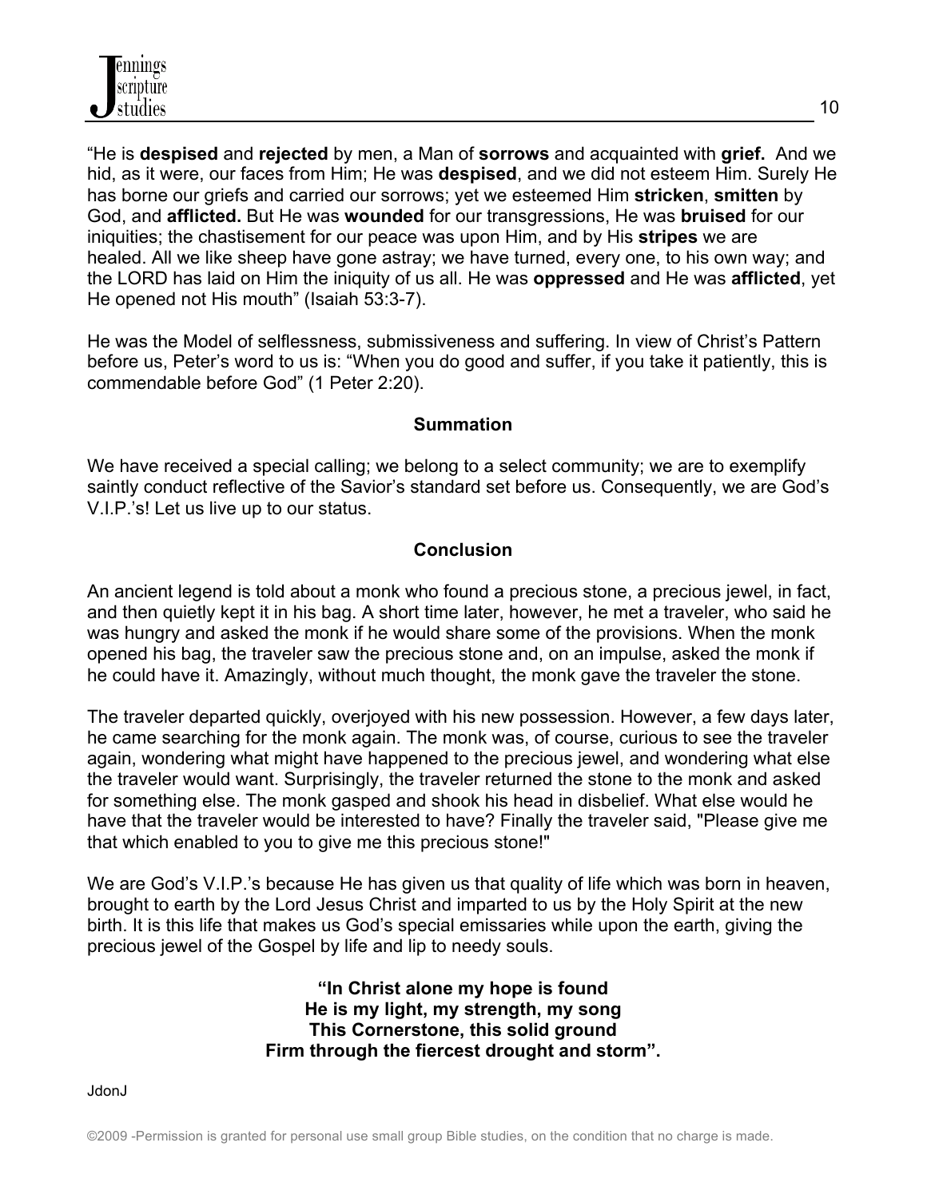"He is **despised** and **rejected** by men, a Man of **sorrows** and acquainted with **grief.** And we hid, as it were, our faces from Him; He was **despised**, and we did not esteem Him. Surely He has borne our griefs and carried our sorrows; yet we esteemed Him **stricken**, **smitten** by God, and **afflicted.** But He was **wounded** for our transgressions, He was **bruised** for our iniquities; the chastisement for our peace was upon Him, and by His **stripes** we are healed. All we like sheep have gone astray; we have turned, every one, to his own way; and the LORD has laid on Him the iniquity of us all. He was **oppressed** and He was **afflicted**, yet He opened not His mouth" (Isaiah 53:3-7).

He was the Model of selflessness, submissiveness and suffering. In view of Christ's Pattern before us, Peter's word to us is: "When you do good and suffer, if you take it patiently, this is commendable before God" (1 Peter 2:20).

**Summation**

We have received a special calling; we belong to a select community; we are to exemplify saintly conduct reflective of the Savior's standard set before us. Consequently, we are God's V.I.P.'s! Let us live up to our status.

**Conclusion**

An ancient legend is told about a monk who found a precious stone, a precious jewel, in fact, and then quietly kept it in his bag. A short time later, however, he met a traveler, who said he was hungry and asked the monk if he would share some of the provisions. When the monk opened his bag, the traveler saw the precious stone and, on an impulse, asked the monk if he could have it. Amazingly, without much thought, the monk gave the traveler the stone.

The traveler departed quickly, overjoyed with his new possession. However, a few days later, he came searching for the monk again. The monk was, of course, curious to see the traveler again, wondering what might have happened to the precious jewel, and wondering what else the traveler would want. Surprisingly, the traveler returned the stone to the monk and asked for something else. The monk gasped and shook his head in disbelief. What else would he have that the traveler would be interested to have? Finally the traveler said, "Please give me that which enabled to you to give me this precious stone!"

We are God's V.I.P.'s because He has given us that quality of life which was born in heaven, brought to earth by the Lord Jesus Christ and imparted to us by the Holy Spirit at the new birth. It is this life that makes us God's special emissaries while upon the earth, giving the precious jewel of the Gospel by life and lip to needy souls.

**"In Christ alone my hope is found**
**He is my light, my strength, my song**
**This Cornerstone, this solid ground**
**Firm through the fiercest drought and storm".**

JdonJ

©2009 -Permission is granted for personal use small group Bible studies, on the condition that no charge is made.